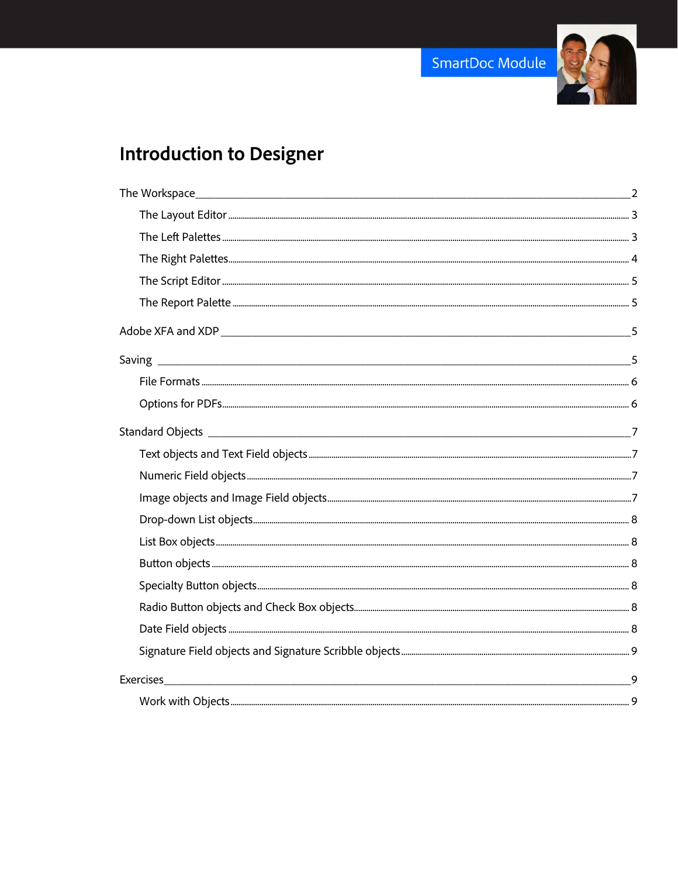SmartDoc Module

# Introduction to Designer

The Workspace 2

- The Layout Editor 3
- The Left Palettes 3
- The Right Palettes 4
- The Script Editor 5
- The Report Palette 5

Adobe XFA and XDP 5

Saving 5

- File Formats 6
- Options for PDFs 6

Standard Objects 7

- Text objects and Text Field objects 7
- Numeric Field objects 7
- Image objects and Image Field objects 7
- Drop-down List objects 8
- List Box objects 8
- Button objects 8
- Specialty Button objects 8
- Radio Button objects and Check Box objects 8
- Date Field objects 8
- Signature Field objects and Signature Scribble objects 9

Exercises 9

- Work with Objects 9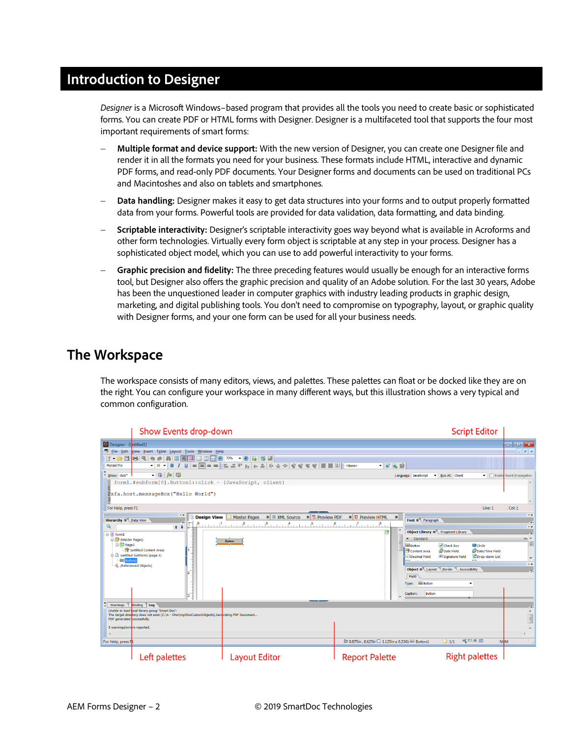# Introduction to Designer

*Designer* is a Microsoft Windows–based program that provides all the tools you need to create basic or sophisticated forms. You can create PDF or HTML forms with Designer. Designer is a multifaceted tool that supports the four most important requirements of smart forms:

- **Multiple format and device support:** With the new version of Designer, you can create one Designer file and render it in all the formats you need for your business. These formats include HTML, interactive and dynamic PDF forms, and read-only PDF documents. Your Designer forms and documents can be used on traditional PCs and Macintoshes and also on tablets and smartphones.
- **Data handling:** Designer makes it easy to get data structures into your forms and to output properly formatted data from your forms. Powerful tools are provided for data validation, data formatting, and data binding.
- **Scriptable interactivity:** Designer's scriptable interactivity goes way beyond what is available in Acroforms and other form technologies. Virtually every form object is scriptable at any step in your process. Designer has a sophisticated object model, which you can use to add powerful interactivity to your forms.
- **Graphic precision and fidelity:** The three preceding features would usually be enough for an interactive forms tool, but Designer also offers the graphic precision and quality of an Adobe solution. For the last 30 years, Adobe has been the unquestioned leader in computer graphics with industry leading products in graphic design, marketing, and digital publishing tools. You don't need to compromise on typography, layout, or graphic quality with Designer forms, and your one form can be used for all your business needs.

## The Workspace

The workspace consists of many editors, views, and palettes. These palettes can float or be docked like they are on the right. You can configure your workspace in many different ways, but this illustration shows a very typical and common configuration.

Show Events drop-down

Script Editor

Left palettes

Layout Editor

Report Palette

Right palettes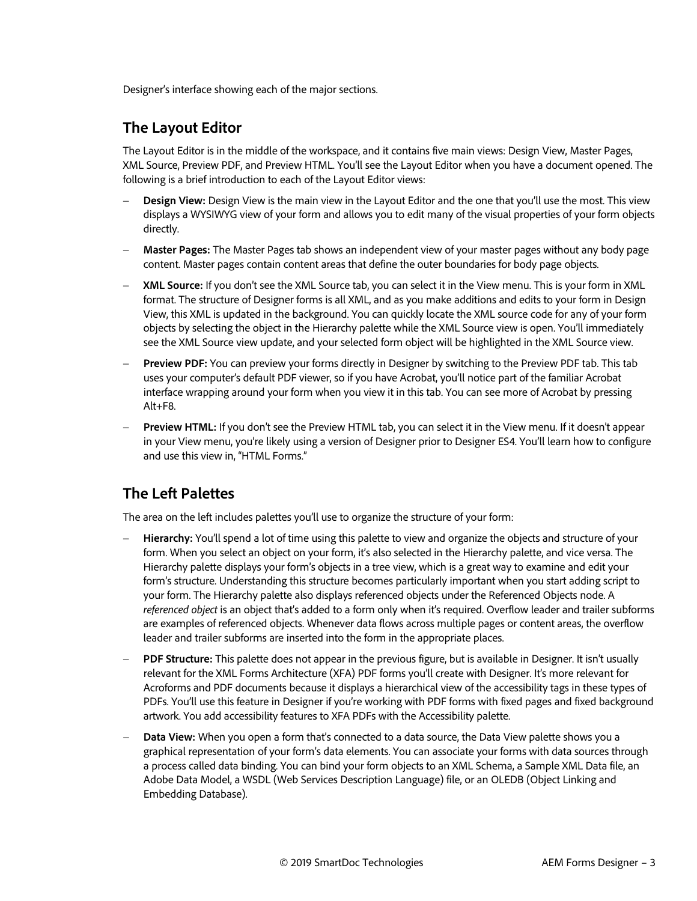Designer's interface showing each of the major sections.

## The Layout Editor

The Layout Editor is in the middle of the workspace, and it contains five main views: Design View, Master Pages, XML Source, Preview PDF, and Preview HTML. You'll see the Layout Editor when you have a document opened. The following is a brief introduction to each of the Layout Editor views:

- **Design View:** Design View is the main view in the Layout Editor and the one that you'll use the most. This view displays a WYSIWYG view of your form and allows you to edit many of the visual properties of your form objects directly.
- **Master Pages:** The Master Pages tab shows an independent view of your master pages without any body page content. Master pages contain content areas that define the outer boundaries for body page objects.
- **XML Source:** If you don't see the XML Source tab, you can select it in the View menu. This is your form in XML format. The structure of Designer forms is all XML, and as you make additions and edits to your form in Design View, this XML is updated in the background. You can quickly locate the XML source code for any of your form objects by selecting the object in the Hierarchy palette while the XML Source view is open. You'll immediately see the XML Source view update, and your selected form object will be highlighted in the XML Source view.
- **Preview PDF:** You can preview your forms directly in Designer by switching to the Preview PDF tab. This tab uses your computer's default PDF viewer, so if you have Acrobat, you'll notice part of the familiar Acrobat interface wrapping around your form when you view it in this tab. You can see more of Acrobat by pressing Alt+F8.
- **Preview HTML:** If you don't see the Preview HTML tab, you can select it in the View menu. If it doesn't appear in your View menu, you're likely using a version of Designer prior to Designer ES4. You'll learn how to configure and use this view in, "HTML Forms."

## The Left Palettes

The area on the left includes palettes you'll use to organize the structure of your form:

- **Hierarchy:** You'll spend a lot of time using this palette to view and organize the objects and structure of your form. When you select an object on your form, it's also selected in the Hierarchy palette, and vice versa. The Hierarchy palette displays your form's objects in a tree view, which is a great way to examine and edit your form's structure. Understanding this structure becomes particularly important when you start adding script to your form. The Hierarchy palette also displays referenced objects under the Referenced Objects node. A *referenced object* is an object that's added to a form only when it's required. Overflow leader and trailer subforms are examples of referenced objects. Whenever data flows across multiple pages or content areas, the overflow leader and trailer subforms are inserted into the form in the appropriate places.
- **PDF Structure:** This palette does not appear in the previous figure, but is available in Designer. It isn't usually relevant for the XML Forms Architecture (XFA) PDF forms you'll create with Designer. It's more relevant for Acroforms and PDF documents because it displays a hierarchical view of the accessibility tags in these types of PDFs. You'll use this feature in Designer if you're working with PDF forms with fixed pages and fixed background artwork. You add accessibility features to XFA PDFs with the Accessibility palette.
- **Data View:** When you open a form that's connected to a data source, the Data View palette shows you a graphical representation of your form's data elements. You can associate your forms with data sources through a process called data binding. You can bind your form objects to an XML Schema, a Sample XML Data file, an Adobe Data Model, a WSDL (Web Services Description Language) file, or an OLEDB (Object Linking and Embedding Database).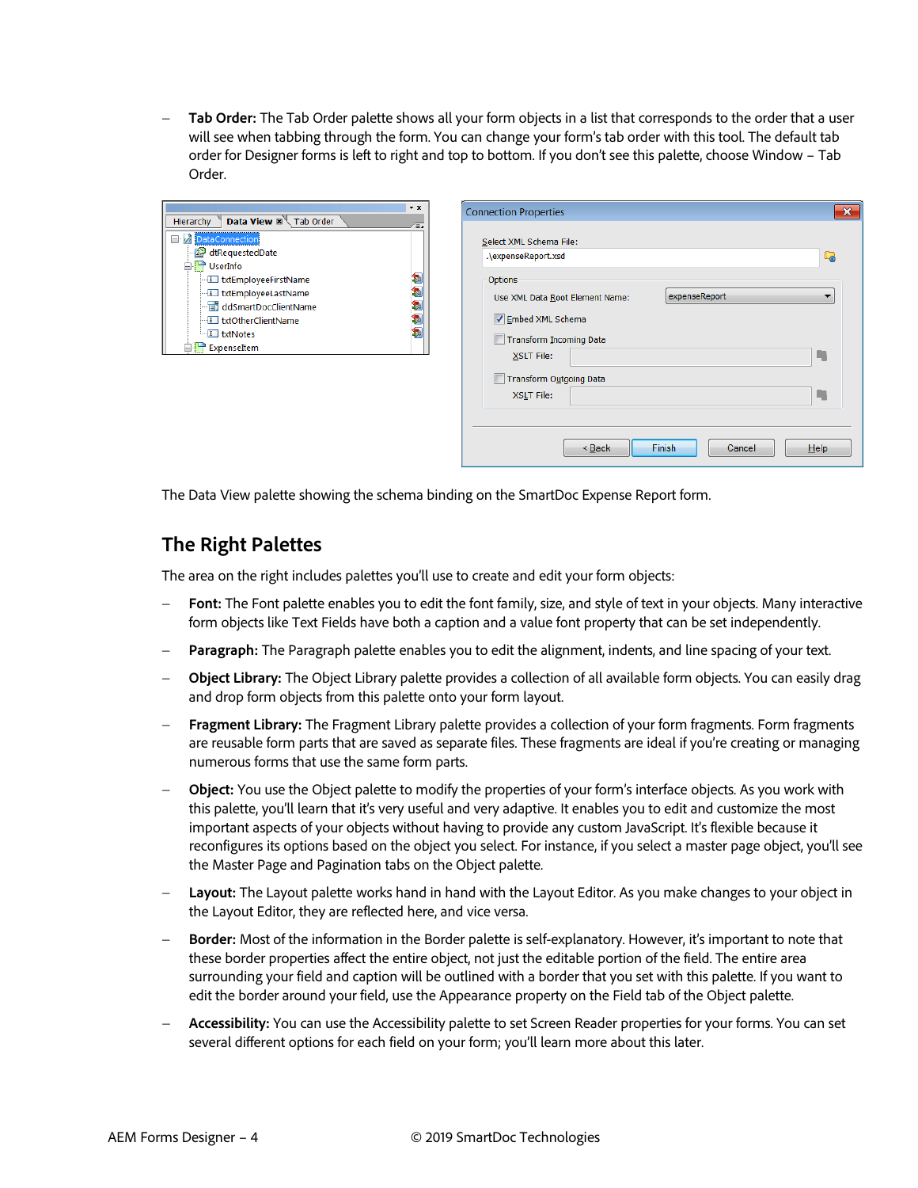- **Tab Order:** The Tab Order palette shows all your form objects in a list that corresponds to the order that a user will see when tabbing through the form. You can change your form's tab order with this tool. The default tab order for Designer forms is left to right and top to bottom. If you don't see this palette, choose Window – Tab Order.

The Data View palette showing the schema binding on the SmartDoc Expense Report form.

## The Right Palettes

The area on the right includes palettes you'll use to create and edit your form objects:

- **Font:** The Font palette enables you to edit the font family, size, and style of text in your objects. Many interactive form objects like Text Fields have both a caption and a value font property that can be set independently.
- **Paragraph:** The Paragraph palette enables you to edit the alignment, indents, and line spacing of your text.
- **Object Library:** The Object Library palette provides a collection of all available form objects. You can easily drag and drop form objects from this palette onto your form layout.
- **Fragment Library:** The Fragment Library palette provides a collection of your form fragments. Form fragments are reusable form parts that are saved as separate files. These fragments are ideal if you're creating or managing numerous forms that use the same form parts.
- **Object:** You use the Object palette to modify the properties of your form's interface objects. As you work with this palette, you'll learn that it's very useful and very adaptive. It enables you to edit and customize the most important aspects of your objects without having to provide any custom JavaScript. It's flexible because it reconfigures its options based on the object you select. For instance, if you select a master page object, you'll see the Master Page and Pagination tabs on the Object palette.
- **Layout:** The Layout palette works hand in hand with the Layout Editor. As you make changes to your object in the Layout Editor, they are reflected here, and vice versa.
- **Border:** Most of the information in the Border palette is self-explanatory. However, it's important to note that these border properties affect the entire object, not just the editable portion of the field. The entire area surrounding your field and caption will be outlined with a border that you set with this palette. If you want to edit the border around your field, use the Appearance property on the Field tab of the Object palette.
- **Accessibility:** You can use the Accessibility palette to set Screen Reader properties for your forms. You can set several different options for each field on your form; you'll learn more about this later.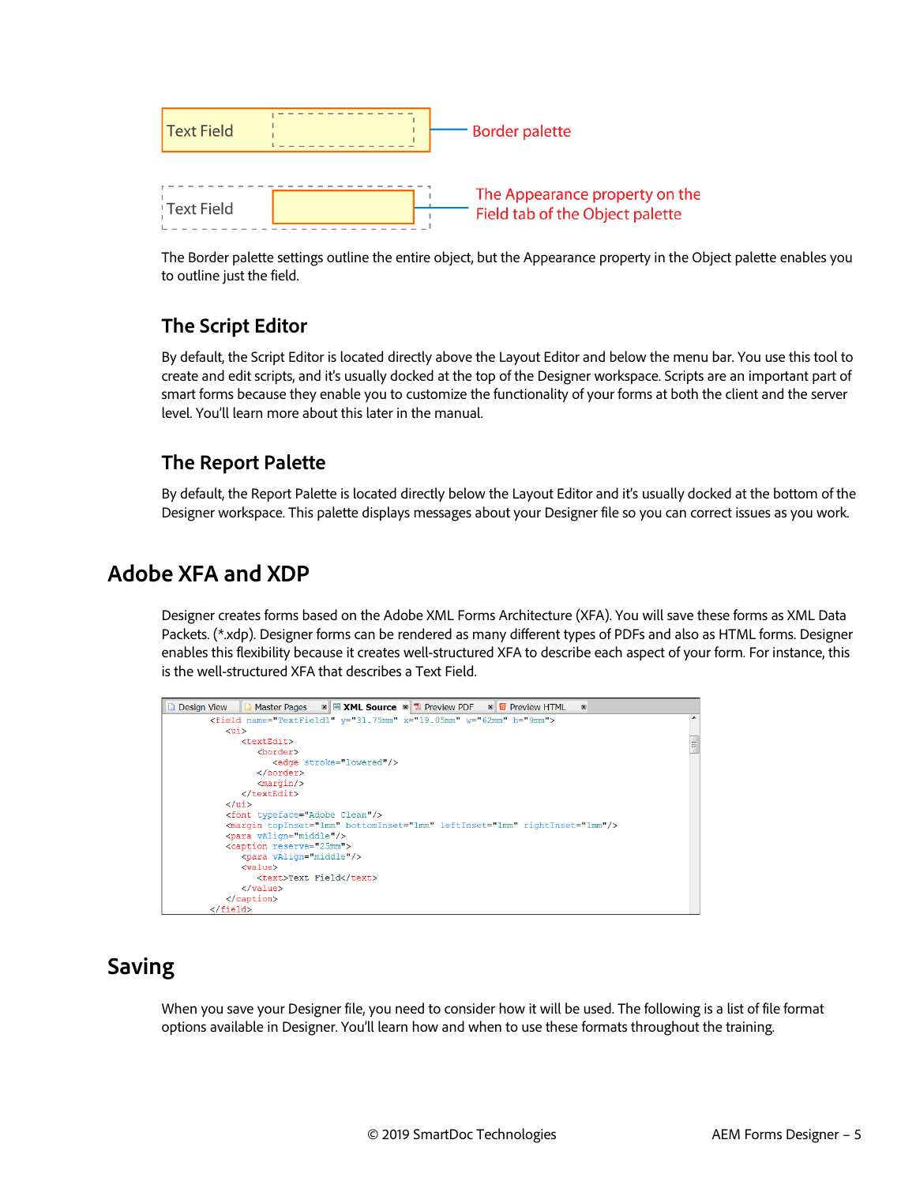Text Field — Border palette

Text Field — The Appearance property on the Field tab of the Object palette

The Border palette settings outline the entire object, but the Appearance property in the Object palette enables you to outline just the field.

### The Script Editor

By default, the Script Editor is located directly above the Layout Editor and below the menu bar. You use this tool to create and edit scripts, and it's usually docked at the top of the Designer workspace. Scripts are an important part of smart forms because they enable you to customize the functionality of your forms at both the client and the server level. You'll learn more about this later in the manual.

### The Report Palette

By default, the Report Palette is located directly below the Layout Editor and it's usually docked at the bottom of the Designer workspace. This palette displays messages about your Designer file so you can correct issues as you work.

## Adobe XFA and XDP

Designer creates forms based on the Adobe XML Forms Architecture (XFA). You will save these forms as XML Data Packets. (*.xdp). Designer forms can be rendered as many different types of PDFs and also as HTML forms. Designer enables this flexibility because it creates well-structured XFA to describe each aspect of your form. For instance, this is the well-structured XFA that describes a Text Field.

Design View | Master Pages | XML Source | Preview PDF | Preview HTML

```
<field name="TextField1" y="31.75mm" x="19.05mm" w="62mm" h="9mm">
   <ui>
      <textEdit>
         <border>
            <edge stroke="lowered"/>
         </border>
         <margin/>
      </textEdit>
   </ui>
   <font typeface="Adobe Clean"/>
   <margin topInset="1mm" bottomInset="1mm" leftInset="1mm" rightInset="1mm"/>
   <para vAlign="middle"/>
   <caption reserve="25mm">
      <para vAlign="middle"/>
      <value>
         <text>Text Field</text>
      </value>
   </caption>
</field>
```

## Saving

When you save your Designer file, you need to consider how it will be used. The following is a list of file format options available in Designer. You'll learn how and when to use these formats throughout the training.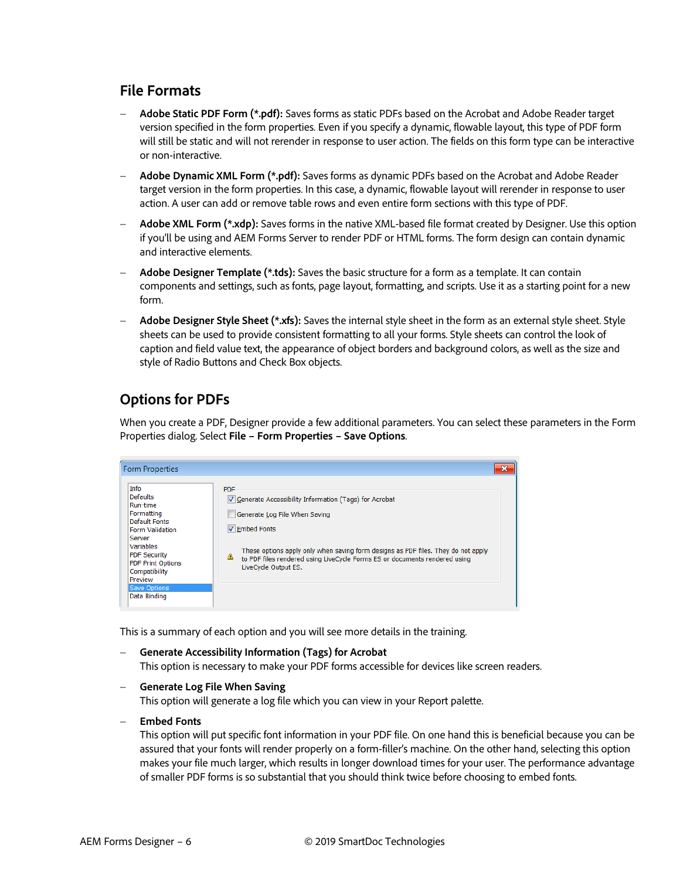## File Formats

- **Adobe Static PDF Form (*.pdf):** Saves forms as static PDFs based on the Acrobat and Adobe Reader target version specified in the form properties. Even if you specify a dynamic, flowable layout, this type of PDF form will still be static and will not rerender in response to user action. The fields on this form type can be interactive or non-interactive.
- **Adobe Dynamic XML Form (*.pdf):** Saves forms as dynamic PDFs based on the Acrobat and Adobe Reader target version in the form properties. In this case, a dynamic, flowable layout will rerender in response to user action. A user can add or remove table rows and even entire form sections with this type of PDF.
- **Adobe XML Form (*.xdp):** Saves forms in the native XML-based file format created by Designer. Use this option if you'll be using and AEM Forms Server to render PDF or HTML forms. The form design can contain dynamic and interactive elements.
- **Adobe Designer Template (*.tds):** Saves the basic structure for a form as a template. It can contain components and settings, such as fonts, page layout, formatting, and scripts. Use it as a starting point for a new form.
- **Adobe Designer Style Sheet (*.xfs):** Saves the internal style sheet in the form as an external style sheet. Style sheets can be used to provide consistent formatting to all your forms. Style sheets can control the look of caption and field value text, the appearance of object borders and background colors, as well as the size and style of Radio Buttons and Check Box objects.

## Options for PDFs

When you create a PDF, Designer provide a few additional parameters. You can select these parameters in the Form Properties dialog. Select **File – Form Properties – Save Options**.

Form Properties

Info
Defaults
Run-time
Formatting
Default Fonts
Form Validation
Server
Variables
PDF Security
PDF Print Options
Compatibility
Preview
Save Options
Data Binding

PDF
- [x] Generate Accessibility Information (Tags) for Acrobat
- [ ] Generate Log File When Saving
- [x] Embed Fonts

These options apply only when saving form designs as PDF files. They do not apply to PDF files rendered using LiveCycle Forms ES or documents rendered using LiveCycle Output ES.

This is a summary of each option and you will see more details in the training.

- **Generate Accessibility Information (Tags) for Acrobat**
  This option is necessary to make your PDF forms accessible for devices like screen readers.
- **Generate Log File When Saving**
  This option will generate a log file which you can view in your Report palette.
- **Embed Fonts**
  This option will put specific font information in your PDF file. On one hand this is beneficial because you can be assured that your fonts will render properly on a form-filler's machine. On the other hand, selecting this option makes your file much larger, which results in longer download times for your user. The performance advantage of smaller PDF forms is so substantial that you should think twice before choosing to embed fonts.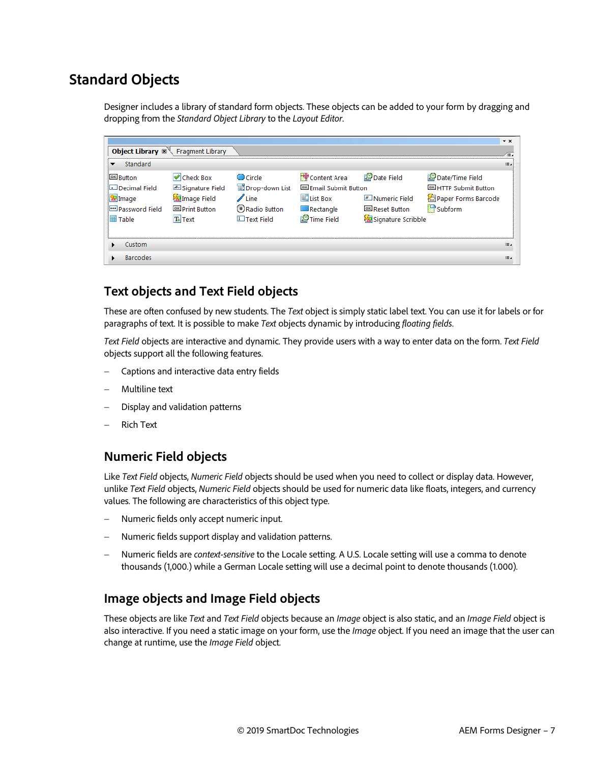# Standard Objects

Designer includes a library of standard form objects. These objects can be added to your form by dragging and dropping from the *Standard Object Library* to the *Layout Editor*.

## Text objects and Text Field objects

These are often confused by new students. The *Text* object is simply static label text. You can use it for labels or for paragraphs of text. It is possible to make *Text* objects dynamic by introducing *floating fields*.

*Text Field* objects are interactive and dynamic. They provide users with a way to enter data on the form. *Text Field* objects support all the following features.

- Captions and interactive data entry fields
- Multiline text
- Display and validation patterns
- Rich Text

## Numeric Field objects

Like *Text Field* objects, *Numeric Field* objects should be used when you need to collect or display data. However, unlike *Text Field* objects, *Numeric Field* objects should be used for numeric data like floats, integers, and currency values. The following are characteristics of this object type.

- Numeric fields only accept numeric input.
- Numeric fields support display and validation patterns.
- Numeric fields are *context-sensitive* to the Locale setting. A U.S. Locale setting will use a comma to denote thousands (1,000.) while a German Locale setting will use a decimal point to denote thousands (1.000).

## Image objects and Image Field objects

These objects are like *Text* and *Text Field* objects because an *Image* object is also static, and an *Image Field* object is also interactive. If you need a static image on your form, use the *Image* object. If you need an image that the user can change at runtime, use the *Image Field* object.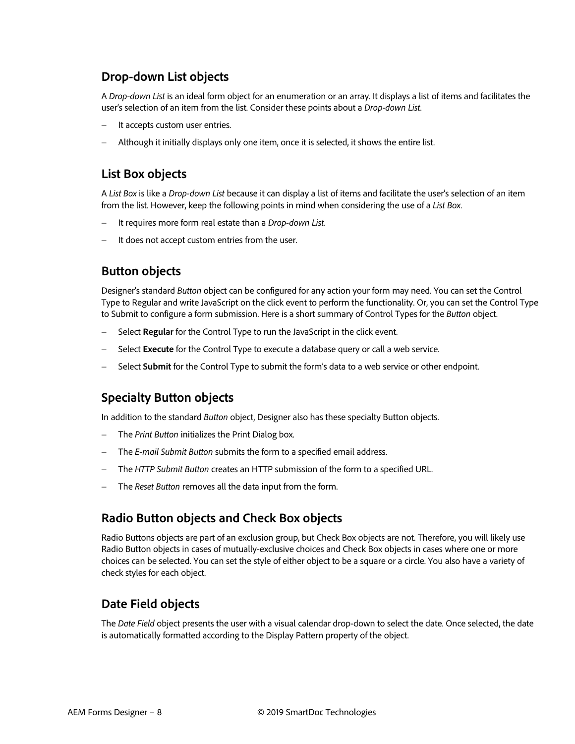## Drop-down List objects

A *Drop-down List* is an ideal form object for an enumeration or an array. It displays a list of items and facilitates the user's selection of an item from the list. Consider these points about a *Drop-down List*.

- It accepts custom user entries.
- Although it initially displays only one item, once it is selected, it shows the entire list.

## List Box objects

A *List Box* is like a *Drop-down List* because it can display a list of items and facilitate the user's selection of an item from the list. However, keep the following points in mind when considering the use of a *List Box*.

- It requires more form real estate than a *Drop-down List*.
- It does not accept custom entries from the user.

## Button objects

Designer's standard *Button* object can be configured for any action your form may need. You can set the Control Type to Regular and write JavaScript on the click event to perform the functionality. Or, you can set the Control Type to Submit to configure a form submission. Here is a short summary of Control Types for the *Button* object.

- Select **Regular** for the Control Type to run the JavaScript in the click event.
- Select **Execute** for the Control Type to execute a database query or call a web service.
- Select **Submit** for the Control Type to submit the form's data to a web service or other endpoint.

## Specialty Button objects

In addition to the standard *Button* object, Designer also has these specialty Button objects.

- The *Print Button* initializes the Print Dialog box.
- The *E-mail Submit Button* submits the form to a specified email address.
- The *HTTP Submit Button* creates an HTTP submission of the form to a specified URL.
- The *Reset Button* removes all the data input from the form.

## Radio Button objects and Check Box objects

Radio Buttons objects are part of an exclusion group, but Check Box objects are not. Therefore, you will likely use Radio Button objects in cases of mutually-exclusive choices and Check Box objects in cases where one or more choices can be selected. You can set the style of either object to be a square or a circle. You also have a variety of check styles for each object.

## Date Field objects

The *Date Field* object presents the user with a visual calendar drop-down to select the date. Once selected, the date is automatically formatted according to the Display Pattern property of the object.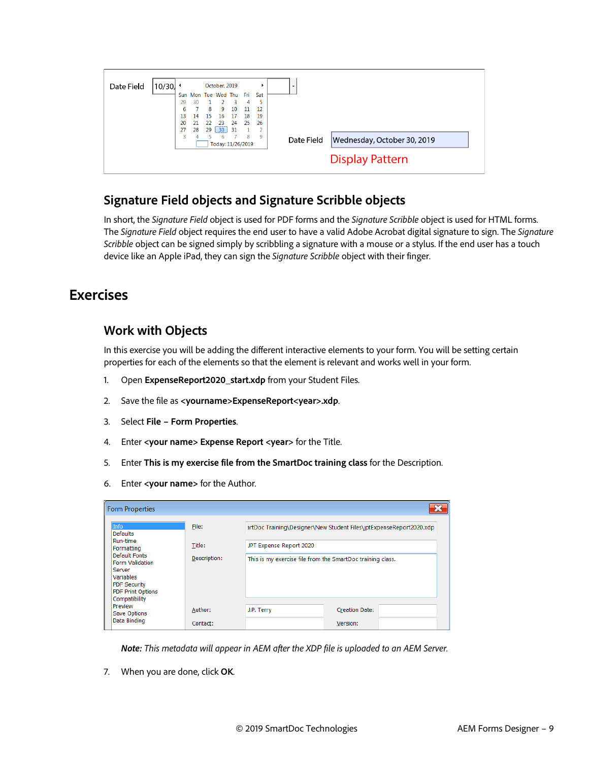## Signature Field objects and Signature Scribble objects

In short, the *Signature Field* object is used for PDF forms and the *Signature Scribble* object is used for HTML forms. The *Signature Field* object requires the end user to have a valid Adobe Acrobat digital signature to sign. The *Signature Scribble* object can be signed simply by scribbling a signature with a mouse or a stylus. If the end user has a touch device like an Apple iPad, they can sign the *Signature Scribble* object with their finger.

# Exercises

## Work with Objects

In this exercise you will be adding the different interactive elements to your form. You will be setting certain properties for each of the elements so that the element is relevant and works well in your form.

1. Open **ExpenseReport2020_start.xdp** from your Student Files.
2. Save the file as **<yourname>ExpenseReport<year>.xdp**.
3. Select **File – Form Properties**.
4. Enter **<your name> Expense Report <year>** for the Title.
5. Enter **This is my exercise file from the SmartDoc training class** for the Description.
6. Enter **<your name>** for the Author.

***Note:*** *This metadata will appear in AEM after the XDP file is uploaded to an AEM Server.*

7. When you are done, click **OK**.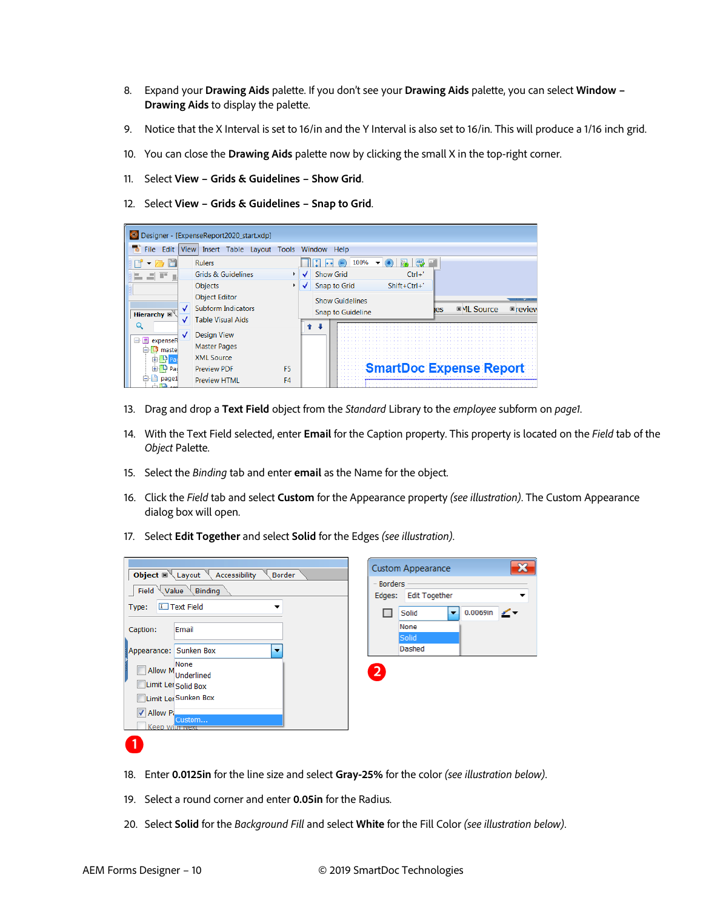8. Expand your **Drawing Aids** palette. If you don't see your **Drawing Aids** palette, you can select **Window – Drawing Aids** to display the palette.

9. Notice that the X Interval is set to 16/in and the Y Interval is also set to 16/in. This will produce a 1/16 inch grid.

10. You can close the **Drawing Aids** palette now by clicking the small X in the top-right corner.

11. Select **View – Grids & Guidelines – Show Grid**.

12. Select **View – Grids & Guidelines – Snap to Grid**.

13. Drag and drop a **Text Field** object from the *Standard* Library to the *employee* subform on *page1*.

14. With the Text Field selected, enter **Email** for the Caption property. This property is located on the *Field* tab of the *Object* Palette.

15. Select the *Binding* tab and enter **email** as the Name for the object.

16. Click the *Field* tab and select **Custom** for the Appearance property *(see illustration)*. The Custom Appearance dialog box will open.

17. Select **Edit Together** and select **Solid** for the Edges *(see illustration)*.

18. Enter **0.0125in** for the line size and select **Gray-25%** for the color *(see illustration below)*.

19. Select a round corner and enter **0.05in** for the Radius.

20. Select **Solid** for the *Background Fill* and select **White** for the Fill Color *(see illustration below)*.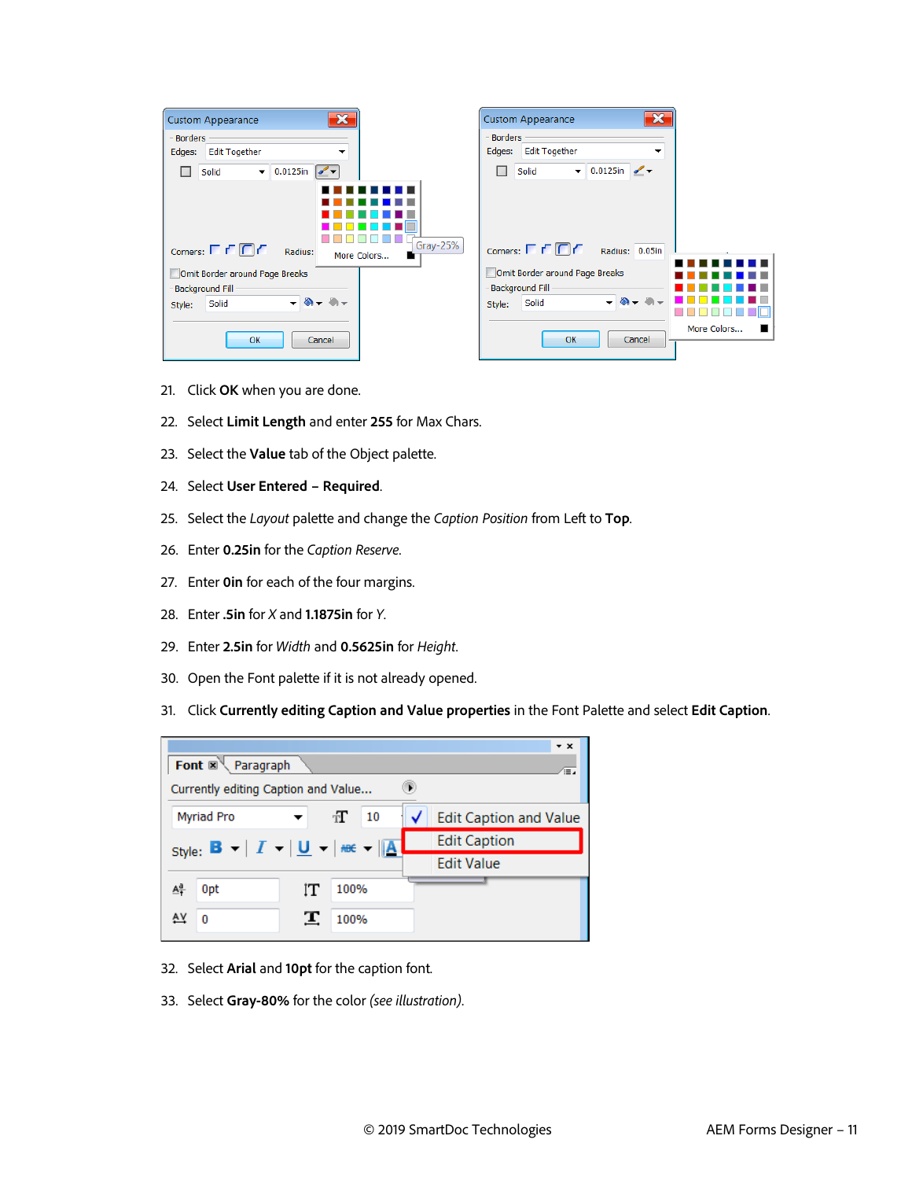21. Click **OK** when you are done.
22. Select **Limit Length** and enter **255** for Max Chars.
23. Select the **Value** tab of the Object palette.
24. Select **User Entered – Required**.
25. Select the *Layout* palette and change the *Caption Position* from Left to **Top**.
26. Enter **0.25in** for the *Caption Reserve.*
27. Enter **0in** for each of the four margins.
28. Enter **.5in** for *X* and **1.1875in** for *Y*.
29. Enter **2.5in** for *Width* and **0.5625in** for *Height*.
30. Open the Font palette if it is not already opened.
31. Click **Currently editing Caption and Value properties** in the Font Palette and select **Edit Caption**.
32. Select **Arial** and **10pt** for the caption font.
33. Select **Gray-80%** for the color *(see illustration).*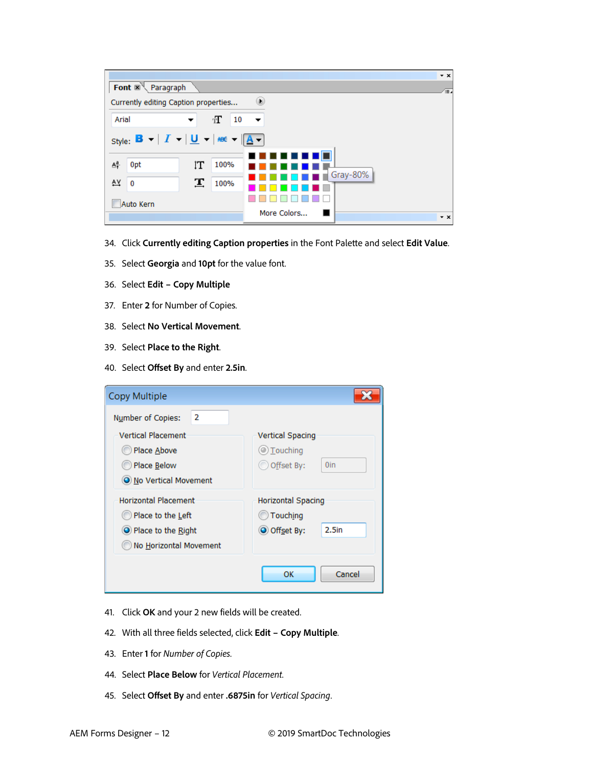34. Click **Currently editing Caption properties** in the Font Palette and select **Edit Value**.
35. Select **Georgia** and **10pt** for the value font.
36. Select **Edit – Copy Multiple**
37. Enter **2** for Number of Copies.
38. Select **No Vertical Movement**.
39. Select **Place to the Right**.
40. Select **Offset By** and enter **2.5in**.
41. Click **OK** and your 2 new fields will be created.
42. With all three fields selected, click **Edit – Copy Multiple**.
43. Enter **1** for *Number of Copies*.
44. Select **Place Below** for *Vertical Placement*.
45. Select **Offset By** and enter **.6875in** for *Vertical Spacing*.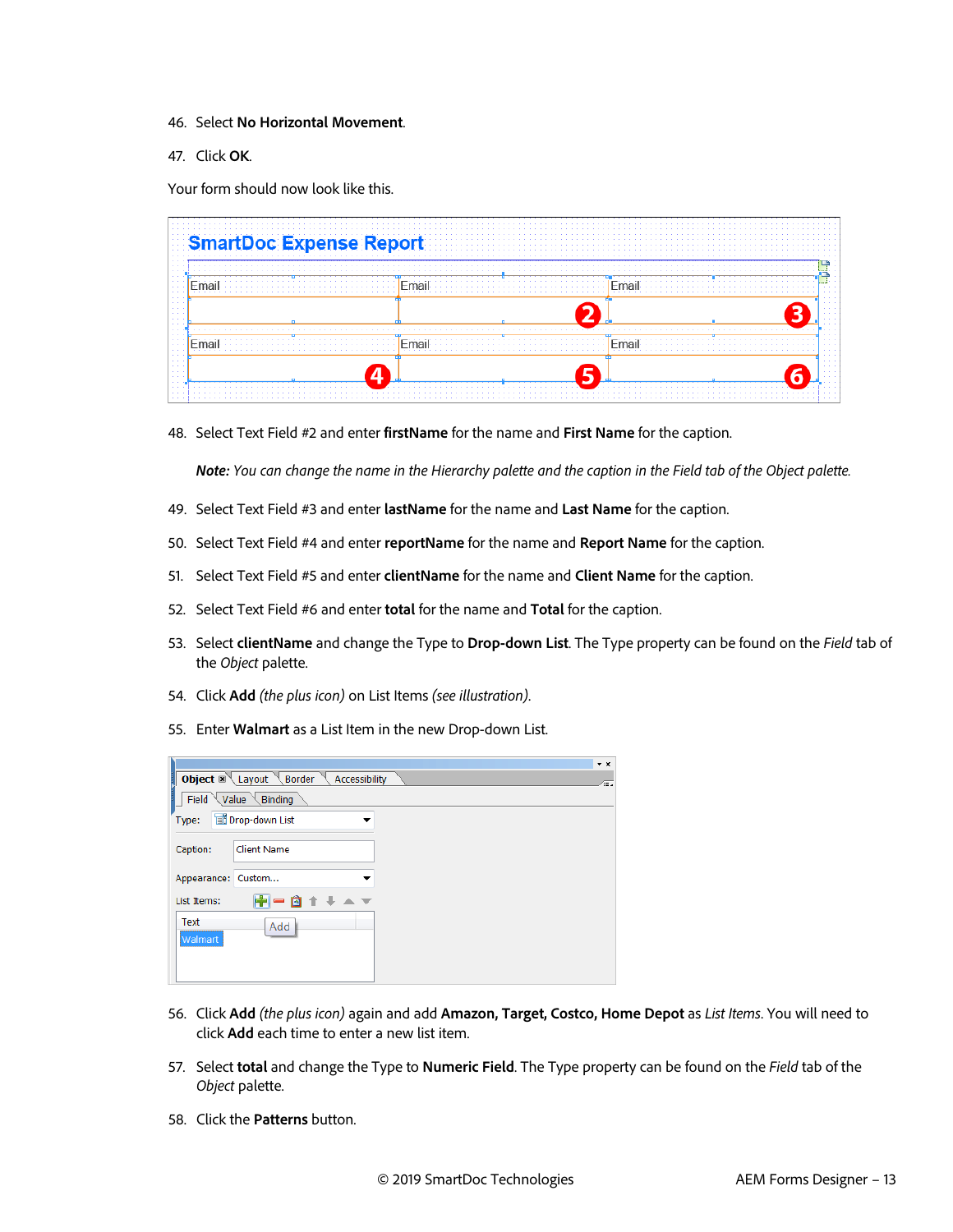46. Select **No Horizontal Movement**.

47. Click **OK**.

Your form should now look like this.

48. Select Text Field #2 and enter **firstName** for the name and **First Name** for the caption.

    ***Note:*** *You can change the name in the Hierarchy palette and the caption in the Field tab of the Object palette.*

49. Select Text Field #3 and enter **lastName** for the name and **Last Name** for the caption.

50. Select Text Field #4 and enter **reportName** for the name and **Report Name** for the caption.

51. Select Text Field #5 and enter **clientName** for the name and **Client Name** for the caption.

52. Select Text Field #6 and enter **total** for the name and **Total** for the caption.

53. Select **clientName** and change the Type to **Drop-down List**. The Type property can be found on the *Field* tab of the *Object* palette.

54. Click **Add** *(the plus icon)* on List Items *(see illustration)*.

55. Enter **Walmart** as a List Item in the new Drop-down List.

56. Click **Add** *(the plus icon)* again and add **Amazon, Target, Costco, Home Depot** as *List Items*. You will need to click **Add** each time to enter a new list item.

57. Select **total** and change the Type to **Numeric Field**. The Type property can be found on the *Field* tab of the *Object* palette.

58. Click the **Patterns** button.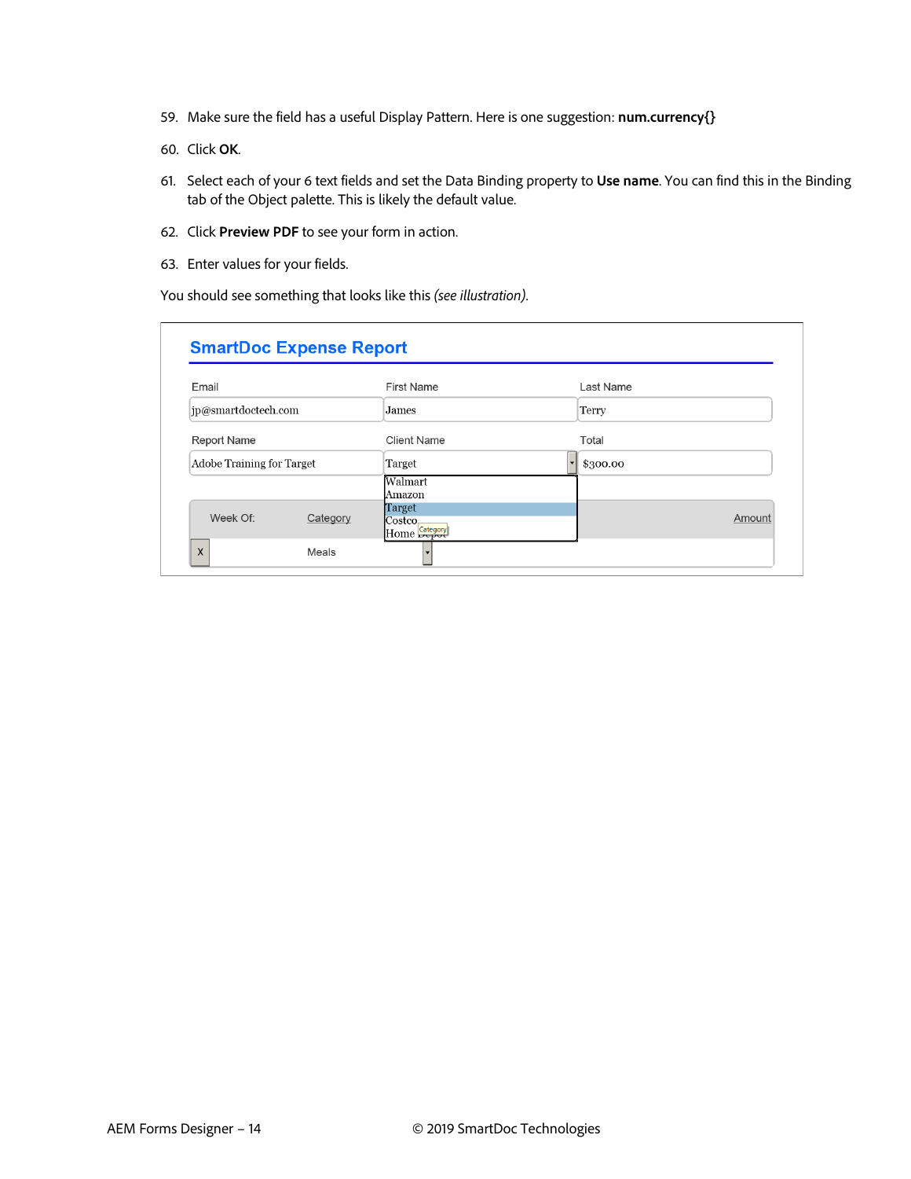59. Make sure the field has a useful Display Pattern. Here is one suggestion: **num.currency{}**

60. Click **OK**.

61. Select each of your 6 text fields and set the Data Binding property to **Use name**. You can find this in the Binding tab of the Object palette. This is likely the default value.

62. Click **Preview PDF** to see your form in action.

63. Enter values for your fields.

You should see something that looks like this *(see illustration)*.

SmartDoc Expense Report

Email
jp@smartdoctech.com
First Name
James
Last Name
Terry

Report Name
Adobe Training for Target
Client Name
Target
Total
$300.00

Walmart
Amazon
Target
Costco
Home Depot

Week Of:
Category
Amount
X
Meals